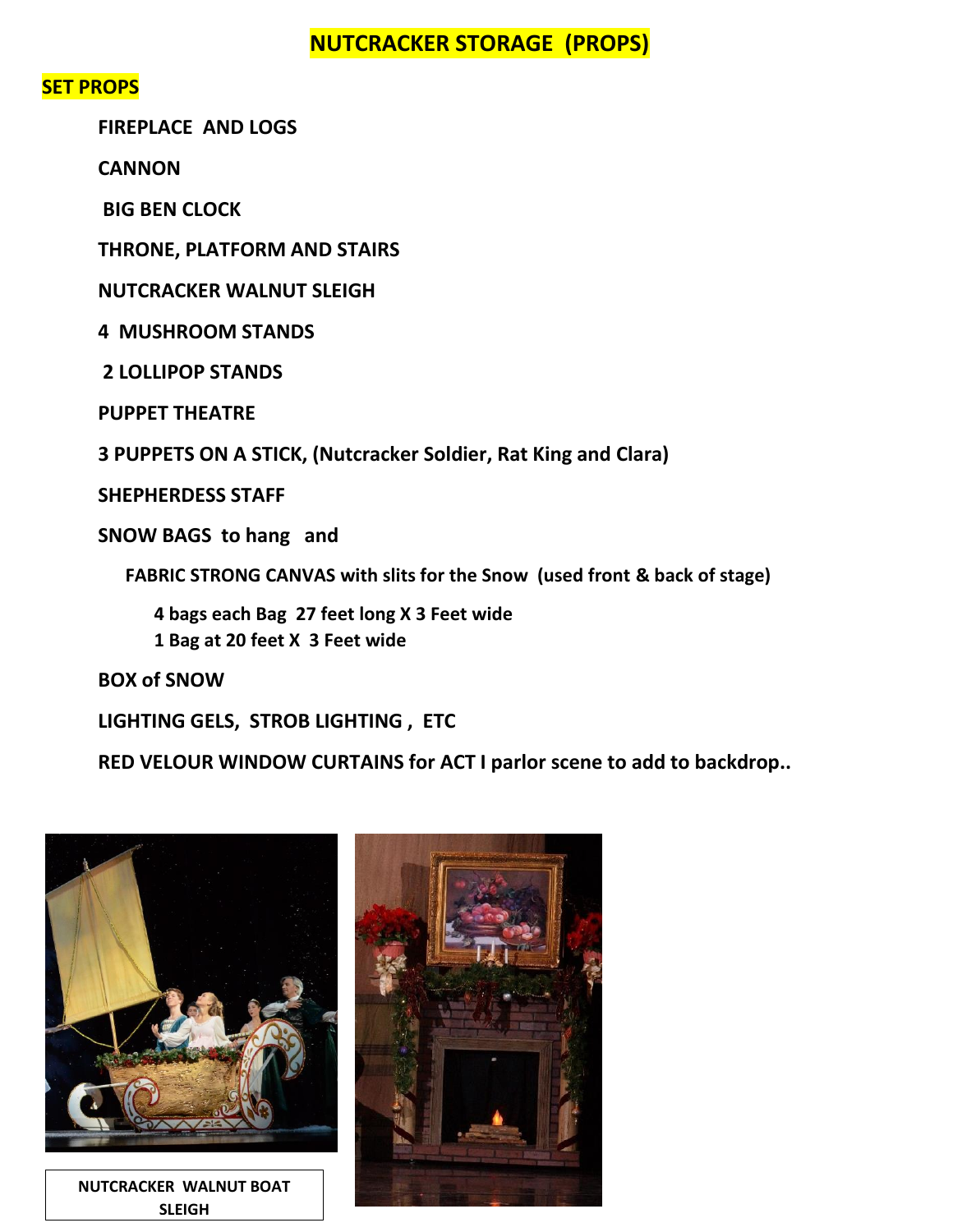# NUTCRACKER STORAGE (PROPS)

## SET PROPS

- **FIREPLACE AND LOGS**
- **CANNON**
- **BIG BEN CLOCK**
- **THRONE, PLATFORM AND STAIRS**
- **NUTCRACKER WALNUT SLEIGH**
- **4 MUSHROOM STANDS**
- **2 LOLLIPOP STANDS**
- **PUPPET THEATRE**
- **3 PUPPETS ON A STICK, (Nutcracker Soldier, Rat King and Clara)**
- **SHEPHERDESS STAFF**
- **SNOW BAGS to hang and**
  - **FABRIC STRONG CANVAS with slits for the Snow (used front & back of stage)**
    - **4 bags each Bag 27 feet long X 3 Feet wide**
    - **1 Bag at 20 feet X 3 Feet wide**
- **BOX of SNOW**
- **LIGHTING GELS, STROB LIGHTING , ETC**
- **RED VELOUR WINDOW CURTAINS for ACT I parlor scene to add to backdrop..**

**NUTCRACKER WALNUT BOAT SLEIGH**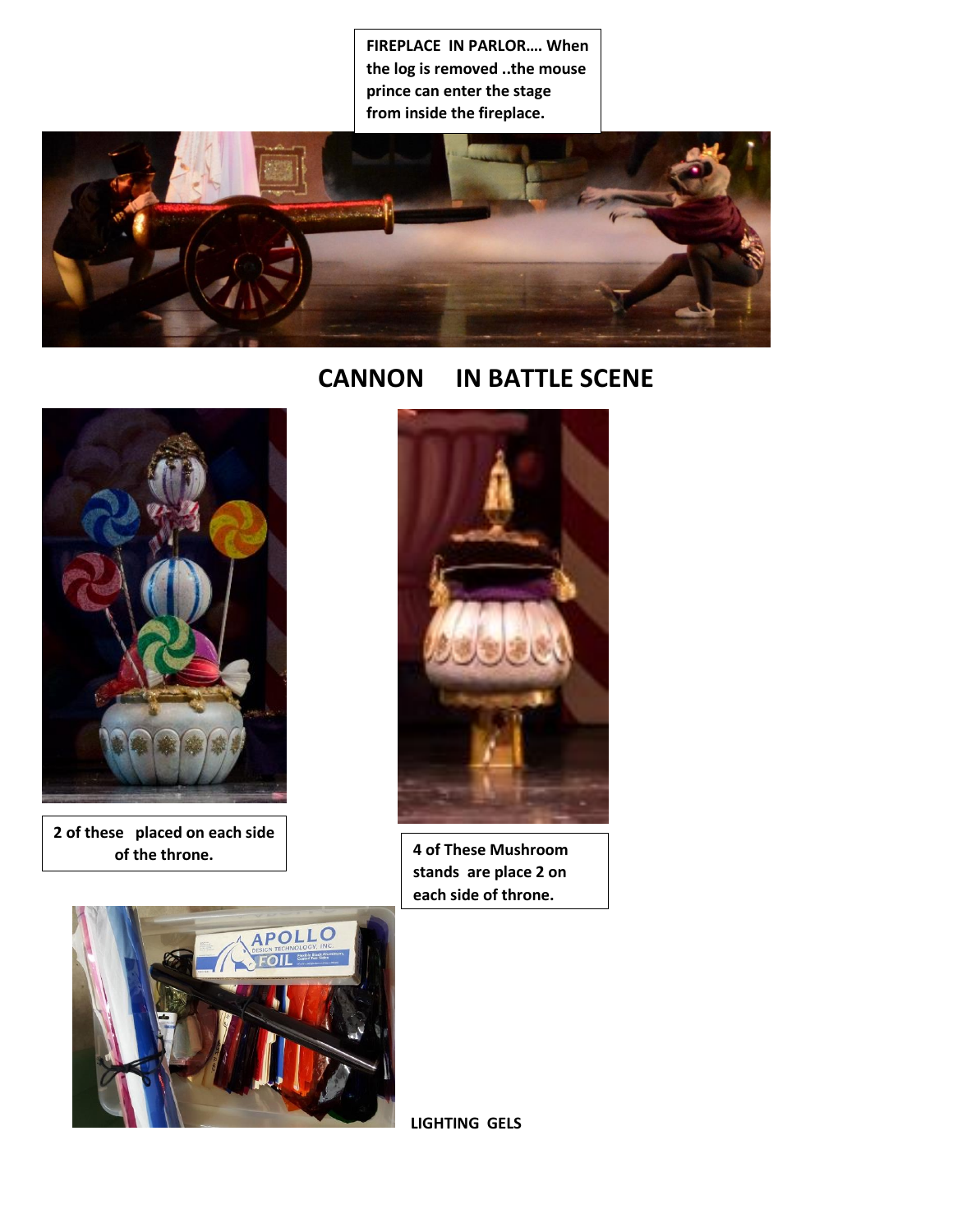**FIREPLACE IN PARLOR…. When the log is removed ..the mouse prince can enter the stage from inside the fireplace.**

## CANNON IN BATTLE SCENE

**2 of these placed on each side of the throne.**

**4 of These Mushroom stands are place 2 on each side of throne.**

**LIGHTING GELS**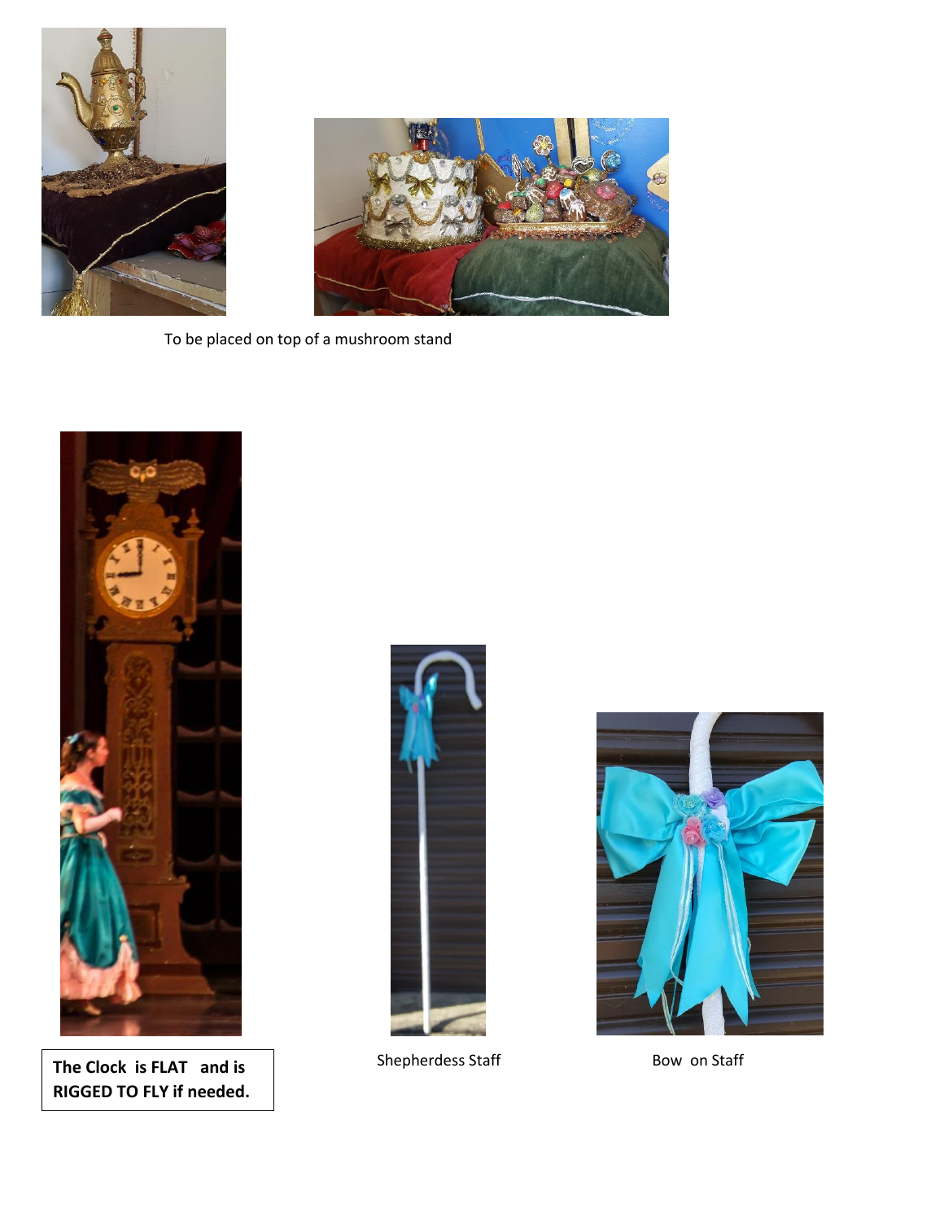To be placed on top of a mushroom stand

**The Clock is FLAT and is RIGGED TO FLY if needed.**

Shepherdess Staff

Bow on Staff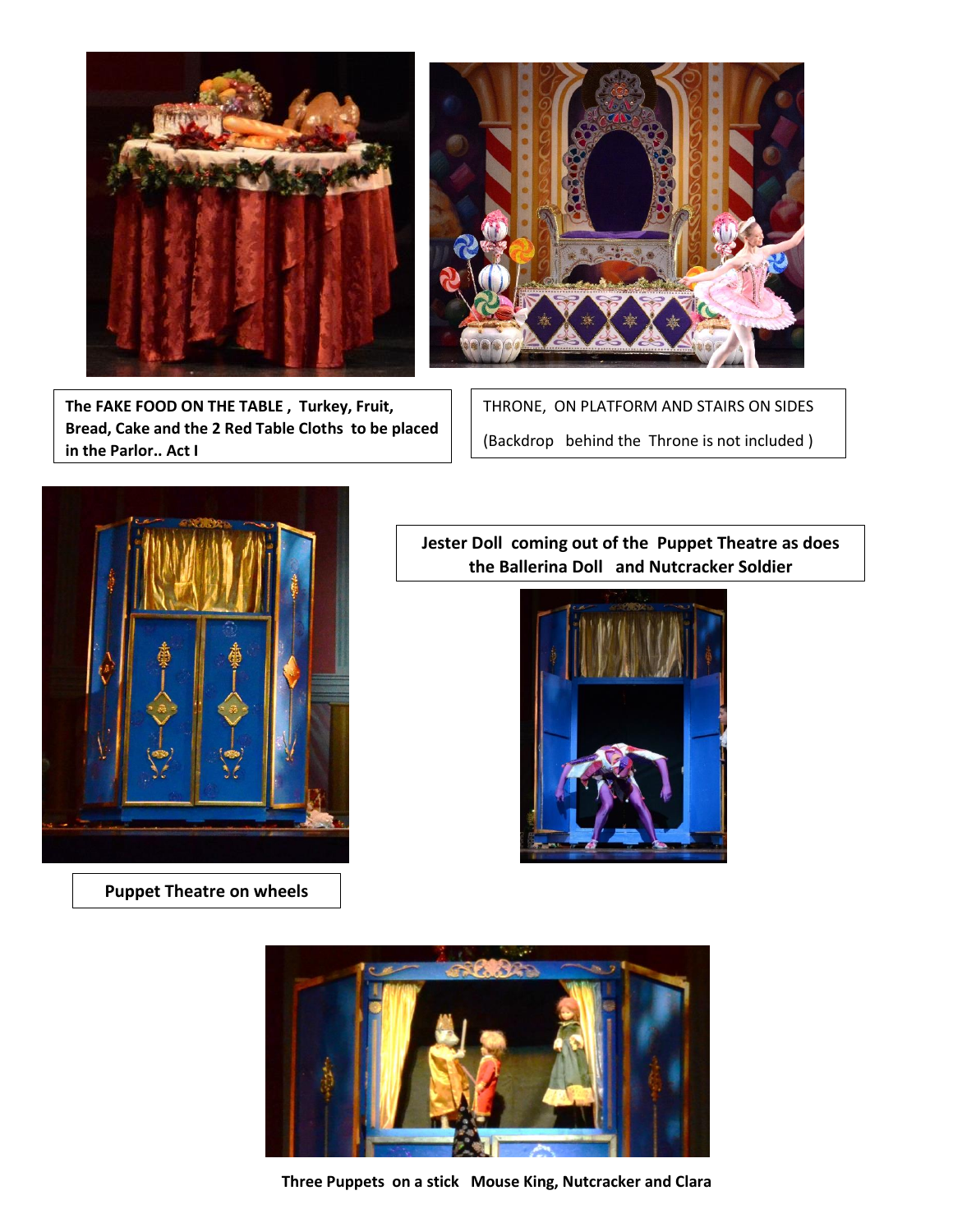**The FAKE FOOD ON THE TABLE , Turkey, Fruit, Bread, Cake and the 2 Red Table Cloths to be placed in the Parlor.. Act I**

THRONE, ON PLATFORM AND STAIRS ON SIDES

(Backdrop behind the Throne is not included )

**Jester Doll coming out of the Puppet Theatre as does the Ballerina Doll and Nutcracker Soldier**

**Puppet Theatre on wheels**

**Three Puppets on a stick Mouse King, Nutcracker and Clara**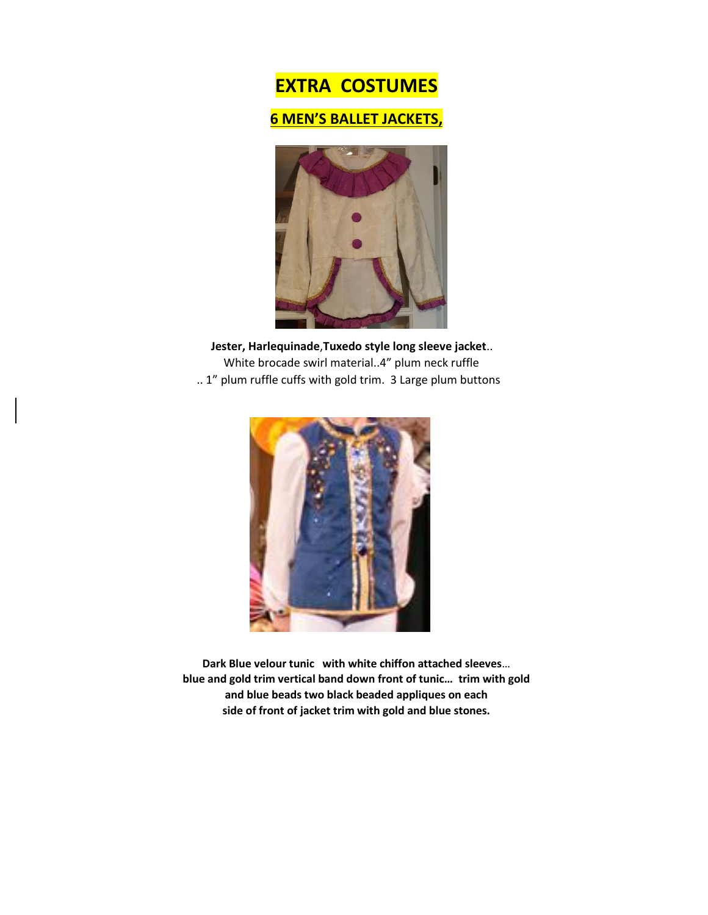# EXTRA COSTUMES

## 6 MEN'S BALLET JACKETS,

**Jester, Harlequinade**,**Tuxedo style long sleeve jacket**..
White brocade swirl material..4" plum neck ruffle
.. 1" plum ruffle cuffs with gold trim. 3 Large plum buttons

**Dark Blue velour tunic with white chiffon attached sleeves**...
**blue and gold trim vertical band down front of tunic... trim with gold and blue beads two black beaded appliques on each side of front of jacket trim with gold and blue stones.**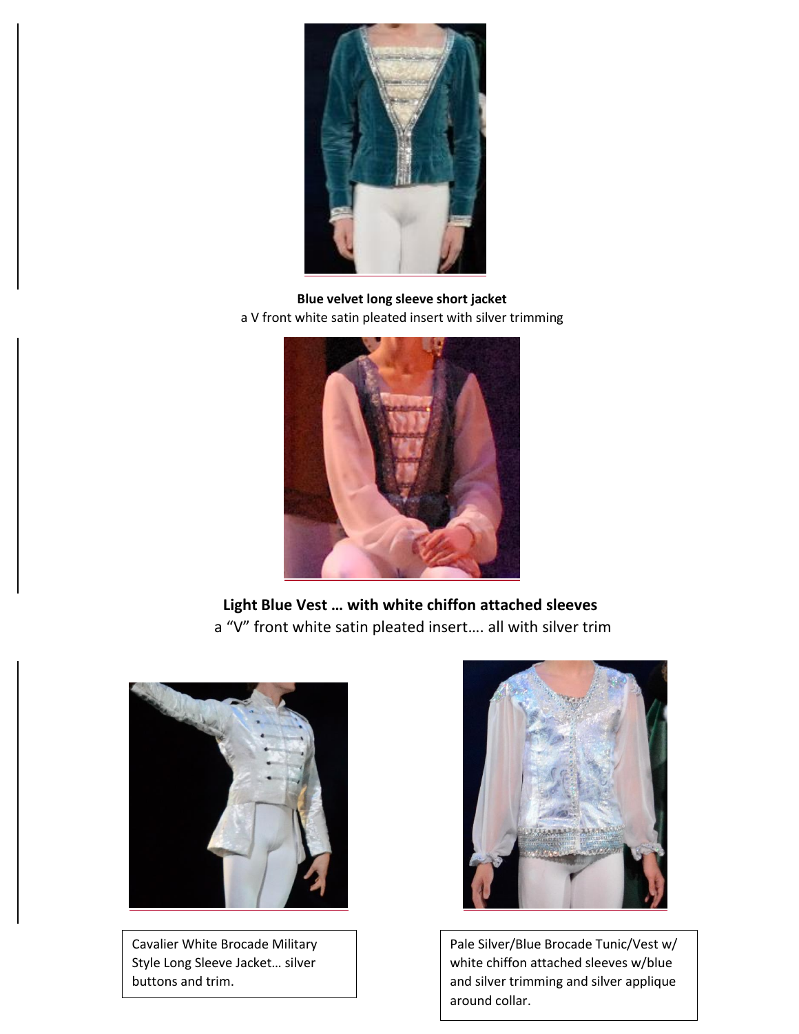**Blue velvet long sleeve short jacket**
a V front white satin pleated insert with silver trimming

**Light Blue Vest … with white chiffon attached sleeves**
a "V" front white satin pleated insert…. all with silver trim

Cavalier White Brocade Military Style Long Sleeve Jacket… silver buttons and trim.

Pale Silver/Blue Brocade Tunic/Vest w/ white chiffon attached sleeves w/blue and silver trimming and silver applique around collar.